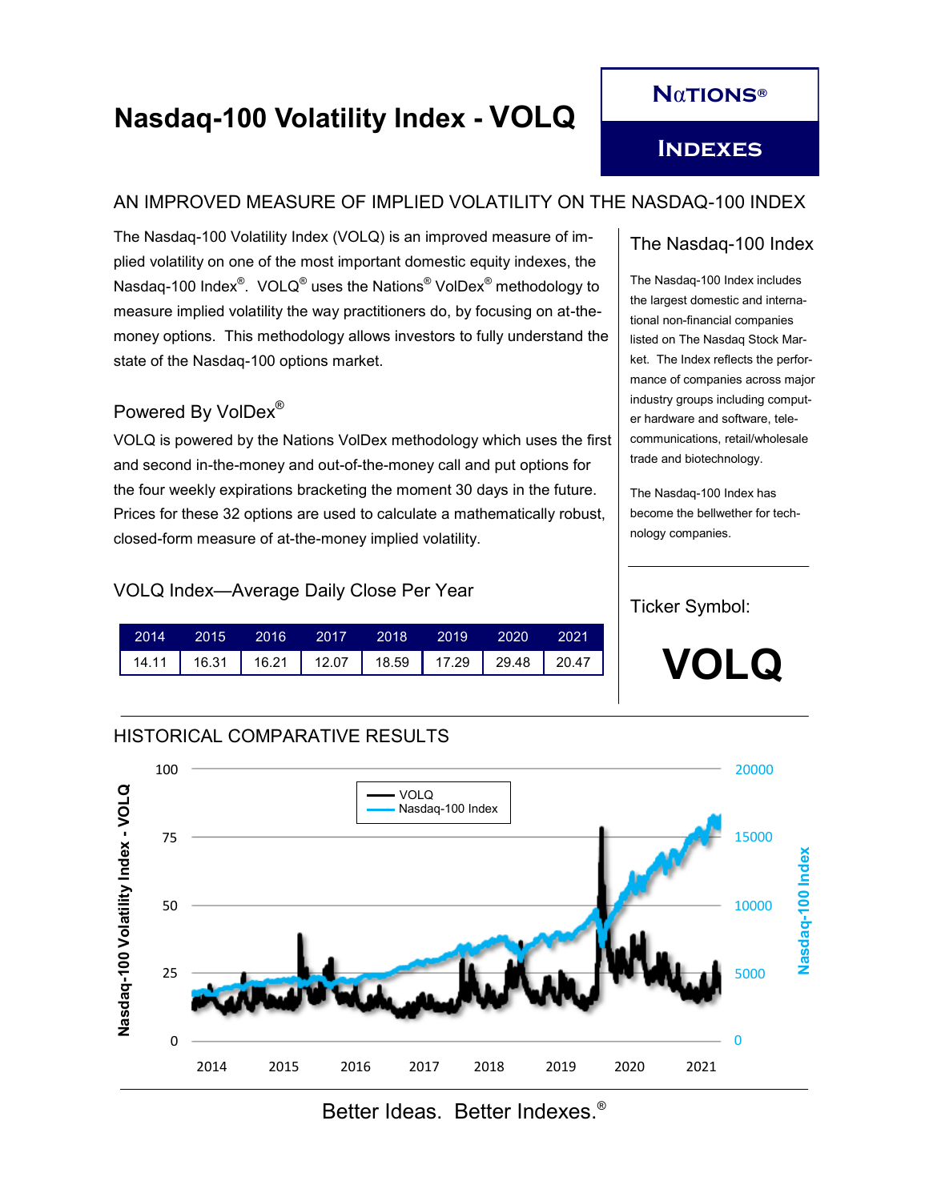# Nasdaq-100 Volatility Index - VOLQ

**NATIONS® INDEXES**

## AN IMPROVED MEASURE OF IMPLIED VOLATILITY ON THE NASDAQ-100 INDEX

The Nasdaq-100 Volatility Index (VOLQ) is an improved measure of implied volatility on one of the most important domestic equity indexes, the Nasdaq-100 Index®. VOLQ® uses the Nations® VolDex® methodology to measure implied volatility the way practitioners do, by focusing on at-the-money options. This methodology allows investors to fully understand the state of the Nasdaq-100 options market.

### Powered By VolDex®

VOLQ is powered by the Nations VolDex methodology which uses the first and second in-the-money and out-of-the-money call and put options for the four weekly expirations bracketing the moment 30 days in the future. Prices for these 32 options are used to calculate a mathematically robust, closed-form measure of at-the-money implied volatility.

### VOLQ Index—Average Daily Close Per Year

| 2014 | 2015 | 2016 | 2017 | 2018 | 2019 | 2020 | 2021 |
|---|---|---|---|---|---|---|---|
| 14.11 | 16.31 | 16.21 | 12.07 | 18.59 | 17.29 | 29.48 | 20.47 |

### The Nasdaq-100 Index

The Nasdaq-100 Index includes the largest domestic and international non-financial companies listed on The Nasdaq Stock Market. The Index reflects the performance of companies across major industry groups including computer hardware and software, telecommunications, retail/wholesale trade and biotechnology.

The Nasdaq-100 Index has become the bellwether for technology companies.

### Ticker Symbol:

**VOLQ**

## HISTORICAL COMPARATIVE RESULTS

Better Ideas. Better Indexes.®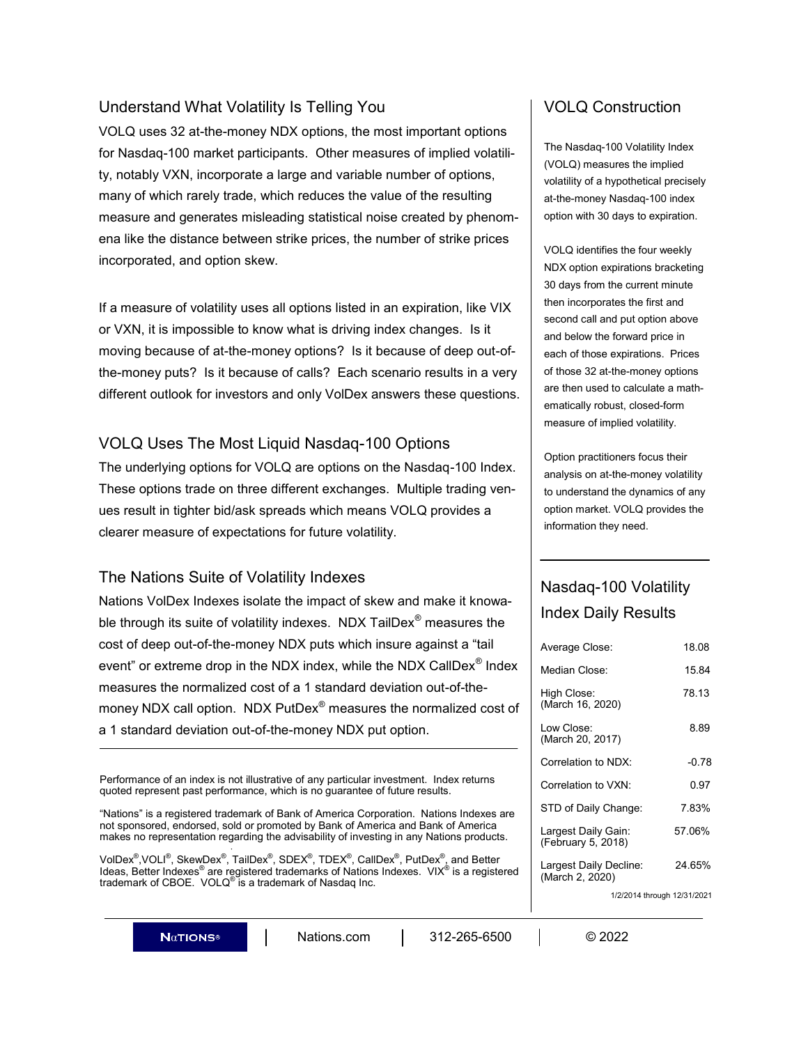## Understand What Volatility Is Telling You

VOLQ uses 32 at-the-money NDX options, the most important options for Nasdaq-100 market participants. Other measures of implied volatility, notably VXN, incorporate a large and variable number of options, many of which rarely trade, which reduces the value of the resulting measure and generates misleading statistical noise created by phenomena like the distance between strike prices, the number of strike prices incorporated, and option skew.

If a measure of volatility uses all options listed in an expiration, like VIX or VXN, it is impossible to know what is driving index changes. Is it moving because of at-the-money options? Is it because of deep out-of-the-money puts? Is it because of calls? Each scenario results in a very different outlook for investors and only VolDex answers these questions.

## VOLQ Uses The Most Liquid Nasdaq-100 Options

The underlying options for VOLQ are options on the Nasdaq-100 Index. These options trade on three different exchanges. Multiple trading venues result in tighter bid/ask spreads which means VOLQ provides a clearer measure of expectations for future volatility.

## The Nations Suite of Volatility Indexes

Nations VolDex Indexes isolate the impact of skew and make it knowable through its suite of volatility indexes. NDX TailDex® measures the cost of deep out-of-the-money NDX puts which insure against a “tail event” or extreme drop in the NDX index, while the NDX CallDex® Index measures the normalized cost of a 1 standard deviation out-of-the-money NDX call option. NDX PutDex® measures the normalized cost of a 1 standard deviation out-of-the-money NDX put option.

Performance of an index is not illustrative of any particular investment. Index returns quoted represent past performance, which is no guarantee of future results.

“Nations” is a registered trademark of Bank of America Corporation. Nations Indexes are not sponsored, endorsed, sold or promoted by Bank of America and Bank of America makes no representation regarding the advisability of investing in any Nations products.

VolDex®,VOLI®, SkewDex®, TailDex®, SDEX®, TDEX®, CallDex®, PutDex®, and Better Ideas, Better Indexes® are registered trademarks of Nations Indexes. VIX® is a registered trademark of CBOE. VOLQ® is a trademark of Nasdaq Inc.

## VOLQ Construction

The Nasdaq-100 Volatility Index (VOLQ) measures the implied volatility of a hypothetical precisely at-the-money Nasdaq-100 index option with 30 days to expiration.

VOLQ identifies the four weekly NDX option expirations bracketing 30 days from the current minute then incorporates the first and second call and put option above and below the forward price in each of those expirations. Prices of those 32 at-the-money options are then used to calculate a mathematically robust, closed-form measure of implied volatility.

Option practitioners focus their analysis on at-the-money volatility to understand the dynamics of any option market. VOLQ provides the information they need.

## Nasdaq-100 Volatility Index Daily Results

| | |
|---|---|
| Average Close: | 18.08 |
| Median Close: | 15.84 |
| High Close: (March 16, 2020) | 78.13 |
| Low Close: (March 20, 2017) | 8.89 |
| Correlation to NDX: | -0.78 |
| Correlation to VXN: | 0.97 |
| STD of Daily Change: | 7.83% |
| Largest Daily Gain: (February 5, 2018) | 57.06% |
| Largest Daily Decline: (March 2, 2020) | 24.65% |

1/2/2014 through 12/31/2021

Nations® | Nations.com | 312-265-6500 | © 2022